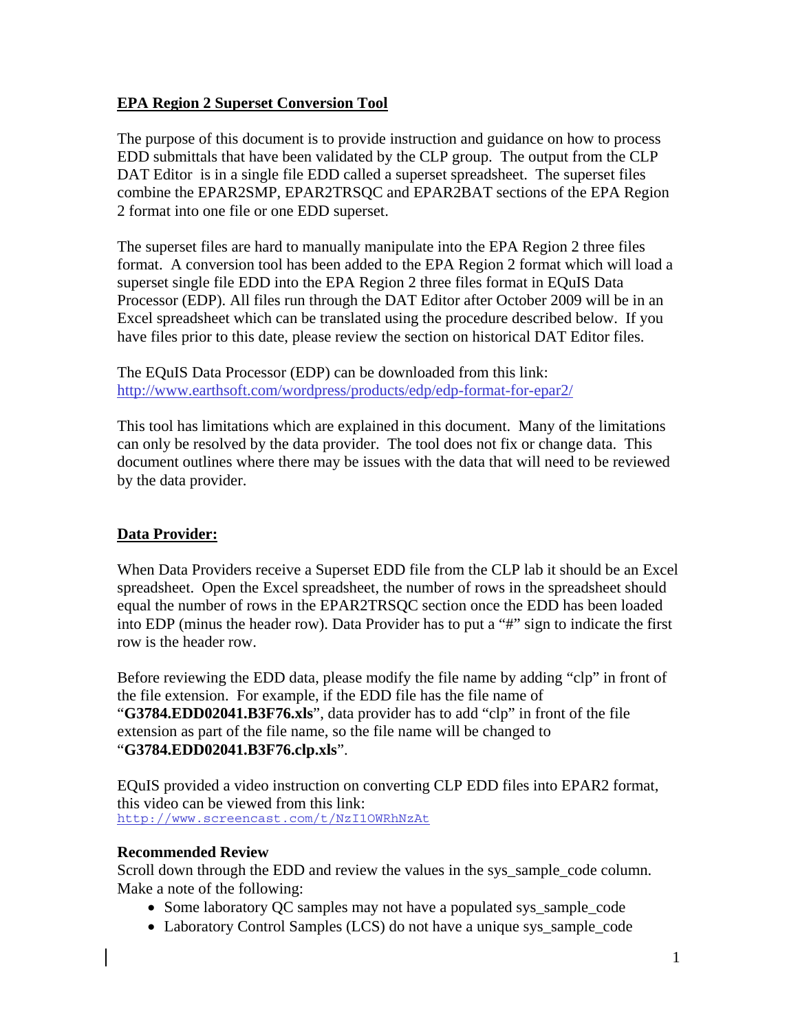## EPA Region 2 Superset Conversion Tool

The purpose of this document is to provide instruction and guidance on how to process EDD submittals that have been validated by the CLP group. The output from the CLP DAT Editor is in a single file EDD called a superset spreadsheet. The superset files combine the EPAR2SMP, EPAR2TRSQC and EPAR2BAT sections of the EPA Region 2 format into one file or one EDD superset.

The superset files are hard to manually manipulate into the EPA Region 2 three files format. A conversion tool has been added to the EPA Region 2 format which will load a superset single file EDD into the EPA Region 2 three files format in EQuIS Data Processor (EDP). All files run through the DAT Editor after October 2009 will be in an Excel spreadsheet which can be translated using the procedure described below. If you have files prior to this date, please review the section on historical DAT Editor files.

The EQuIS Data Processor (EDP) can be downloaded from this link: http://www.earthsoft.com/wordpress/products/edp/edp-format-for-epar2/

This tool has limitations which are explained in this document. Many of the limitations can only be resolved by the data provider. The tool does not fix or change data. This document outlines where there may be issues with the data that will need to be reviewed by the data provider.

## Data Provider:

When Data Providers receive a Superset EDD file from the CLP lab it should be an Excel spreadsheet. Open the Excel spreadsheet, the number of rows in the spreadsheet should equal the number of rows in the EPAR2TRSQC section once the EDD has been loaded into EDP (minus the header row). Data Provider has to put a "#" sign to indicate the first row is the header row.

Before reviewing the EDD data, please modify the file name by adding "clp" in front of the file extension. For example, if the EDD file has the file name of "**G3784.EDD02041.B3F76.xls**", data provider has to add "clp" in front of the file extension as part of the file name, so the file name will be changed to "**G3784.EDD02041.B3F76.clp.xls**".

EQuIS provided a video instruction on converting CLP EDD files into EPAR2 format, this video can be viewed from this link:
http://www.screencast.com/t/NzI1OWRhNzAt

### Recommended Review

Scroll down through the EDD and review the values in the sys_sample_code column. Make a note of the following:

- Some laboratory QC samples may not have a populated sys_sample_code
- Laboratory Control Samples (LCS) do not have a unique sys_sample_code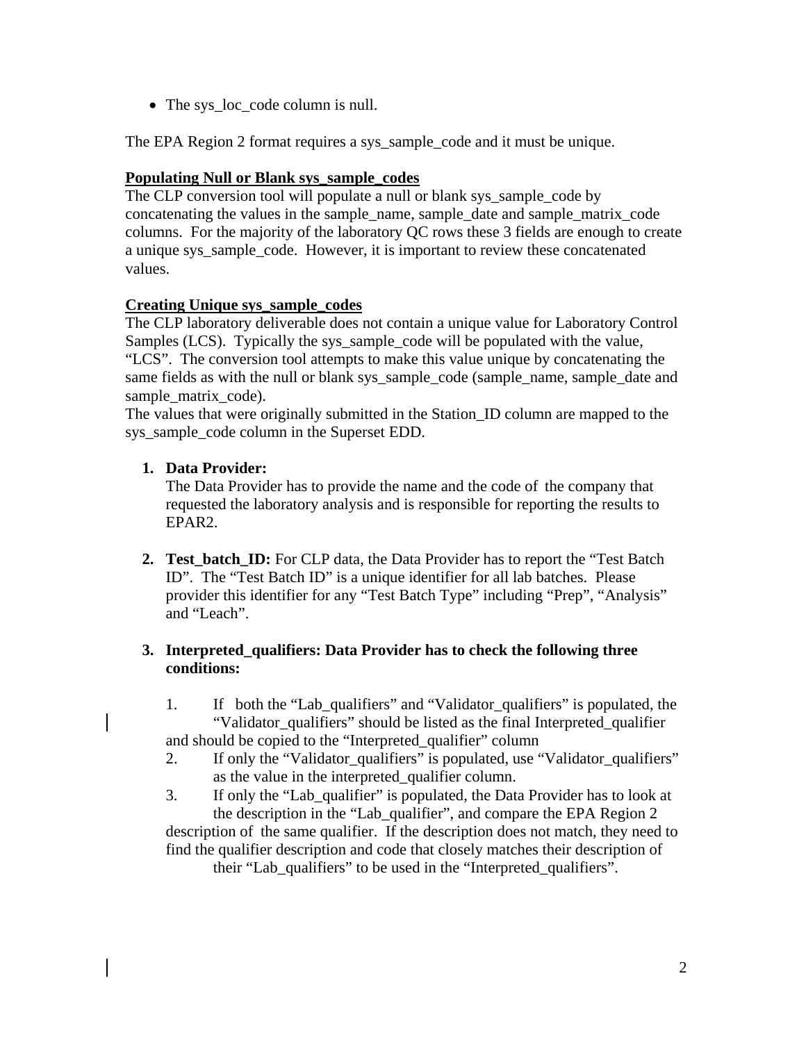- The sys_loc_code column is null.

The EPA Region 2 format requires a sys_sample_code and it must be unique.

**Populating Null or Blank sys_sample_codes**
The CLP conversion tool will populate a null or blank sys_sample_code by concatenating the values in the sample_name, sample_date and sample_matrix_code columns. For the majority of the laboratory QC rows these 3 fields are enough to create a unique sys_sample_code. However, it is important to review these concatenated values.

**Creating Unique sys_sample_codes**
The CLP laboratory deliverable does not contain a unique value for Laboratory Control Samples (LCS). Typically the sys_sample_code will be populated with the value, "LCS". The conversion tool attempts to make this value unique by concatenating the same fields as with the null or blank sys_sample_code (sample_name, sample_date and sample_matrix_code).
The values that were originally submitted in the Station_ID column are mapped to the sys_sample_code column in the Superset EDD.

1. **Data Provider:**
   The Data Provider has to provide the name and the code of the company that requested the laboratory analysis and is responsible for reporting the results to EPAR2.

2. **Test_batch_ID:** For CLP data, the Data Provider has to report the "Test Batch ID". The "Test Batch ID" is a unique identifier for all lab batches. Please provider this identifier for any "Test Batch Type" including "Prep", "Analysis" and "Leach".

3. **Interpreted_qualifiers: Data Provider has to check the following three conditions:**

   1. If both the "Lab_qualifiers" and "Validator_qualifiers" is populated, the "Validator_qualifiers" should be listed as the final Interpreted_qualifier and should be copied to the "Interpreted_qualifier" column
   2. If only the "Validator_qualifiers" is populated, use "Validator_qualifiers" as the value in the interpreted_qualifier column.
   3. If only the "Lab_qualifier" is populated, the Data Provider has to look at the description in the "Lab_qualifier", and compare the EPA Region 2 description of the same qualifier. If the description does not match, they need to find the qualifier description and code that closely matches their description of their "Lab_qualifiers" to be used in the "Interpreted_qualifiers".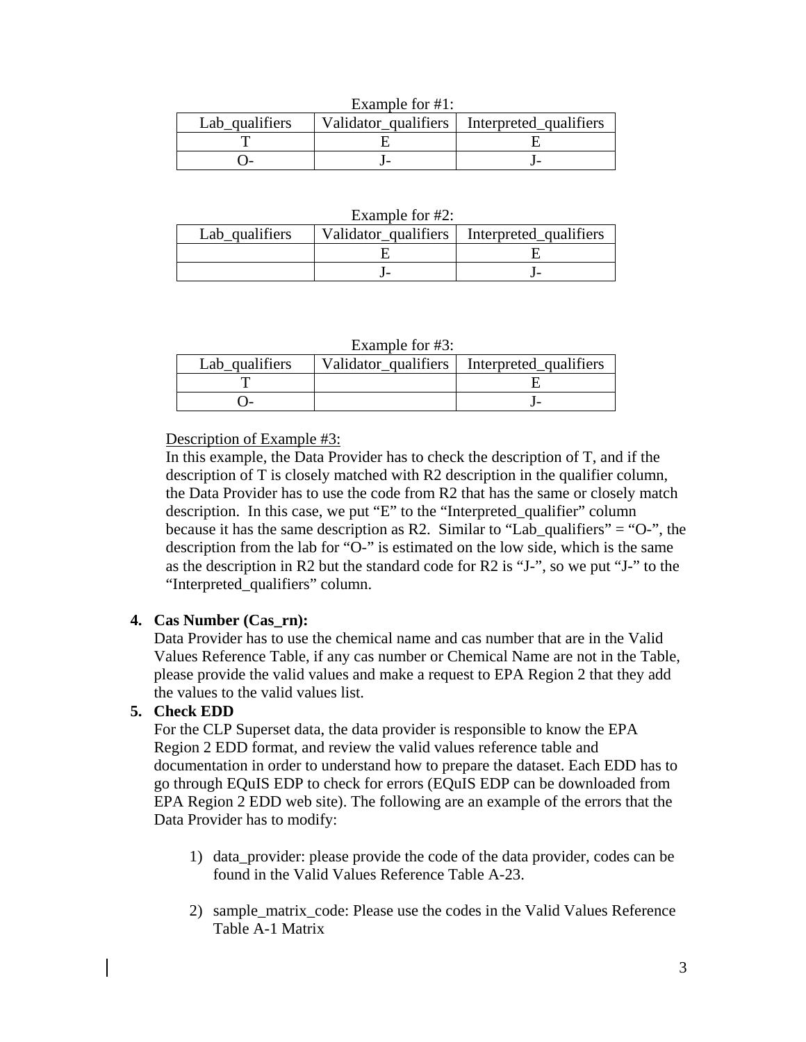Example for #1:

| Lab_qualifiers | Validator_qualifiers | Interpreted_qualifiers |
|---|---|---|
| T | E | E |
| O- | J- | J- |

Example for #2:

| Lab_qualifiers | Validator_qualifiers | Interpreted_qualifiers |
|---|---|---|
| | E | E |
| | J- | J- |

Example for #3:

| Lab_qualifiers | Validator_qualifiers | Interpreted_qualifiers |
|---|---|---|
| T | | E |
| O- | | J- |

Description of Example #3:

In this example, the Data Provider has to check the description of T, and if the description of T is closely matched with R2 description in the qualifier column, the Data Provider has to use the code from R2 that has the same or closely match description. In this case, we put "E" to the "Interpreted_qualifier" column because it has the same description as R2. Similar to "Lab_qualifiers" = "O-", the description from the lab for "O-" is estimated on the low side, which is the same as the description in R2 but the standard code for R2 is "J-", so we put "J-" to the "Interpreted_qualifiers" column.

4. **Cas Number (Cas_rn):**
   Data Provider has to use the chemical name and cas number that are in the Valid Values Reference Table, if any cas number or Chemical Name are not in the Table, please provide the valid values and make a request to EPA Region 2 that they add the values to the valid values list.

5. **Check EDD**
   For the CLP Superset data, the data provider is responsible to know the EPA Region 2 EDD format, and review the valid values reference table and documentation in order to understand how to prepare the dataset. Each EDD has to go through EQuIS EDP to check for errors (EQuIS EDP can be downloaded from EPA Region 2 EDD web site). The following are an example of the errors that the Data Provider has to modify:

   1) data_provider: please provide the code of the data provider, codes can be found in the Valid Values Reference Table A-23.

   2) sample_matrix_code: Please use the codes in the Valid Values Reference Table A-1 Matrix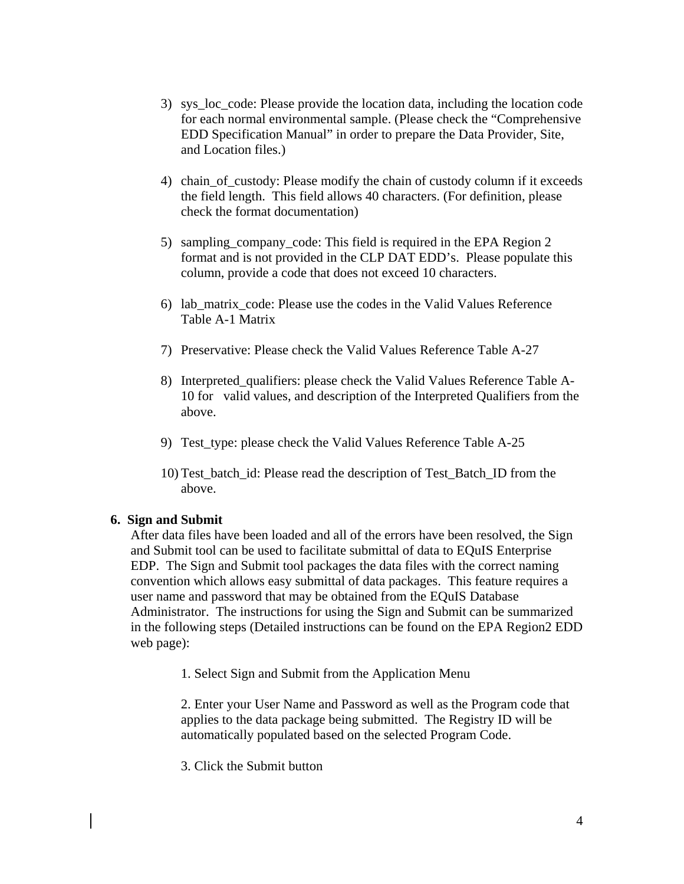3) sys_loc_code: Please provide the location data, including the location code for each normal environmental sample. (Please check the "Comprehensive EDD Specification Manual" in order to prepare the Data Provider, Site, and Location files.)

4) chain_of_custody: Please modify the chain of custody column if it exceeds the field length. This field allows 40 characters. (For definition, please check the format documentation)

5) sampling_company_code: This field is required in the EPA Region 2 format and is not provided in the CLP DAT EDD's. Please populate this column, provide a code that does not exceed 10 characters.

6) lab_matrix_code: Please use the codes in the Valid Values Reference Table A-1 Matrix

7) Preservative: Please check the Valid Values Reference Table A-27

8) Interpreted_qualifiers: please check the Valid Values Reference Table A-10 for valid values, and description of the Interpreted Qualifiers from the above.

9) Test_type: please check the Valid Values Reference Table A-25

10) Test_batch_id: Please read the description of Test_Batch_ID from the above.

**6. Sign and Submit**

After data files have been loaded and all of the errors have been resolved, the Sign and Submit tool can be used to facilitate submittal of data to EQuIS Enterprise EDP. The Sign and Submit tool packages the data files with the correct naming convention which allows easy submittal of data packages. This feature requires a user name and password that may be obtained from the EQuIS Database Administrator. The instructions for using the Sign and Submit can be summarized in the following steps (Detailed instructions can be found on the EPA Region2 EDD web page):

1. Select Sign and Submit from the Application Menu

2. Enter your User Name and Password as well as the Program code that applies to the data package being submitted. The Registry ID will be automatically populated based on the selected Program Code.

3. Click the Submit button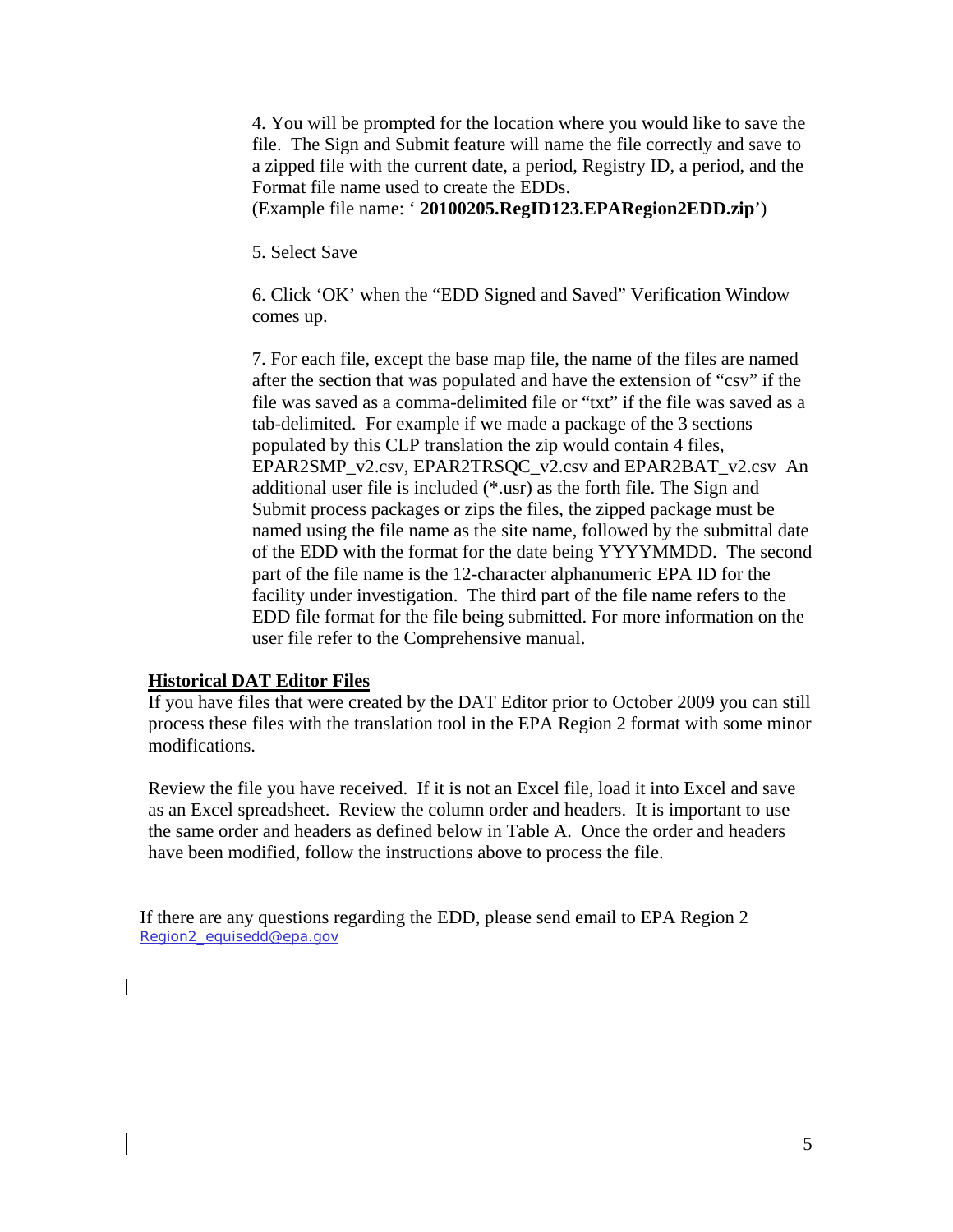4. You will be prompted for the location where you would like to save the file. The Sign and Submit feature will name the file correctly and save to a zipped file with the current date, a period, Registry ID, a period, and the Format file name used to create the EDDs.
(Example file name: ' **20100205.RegID123.EPARegion2EDD.zip**')

5. Select Save

6. Click 'OK' when the "EDD Signed and Saved" Verification Window comes up.

7. For each file, except the base map file, the name of the files are named after the section that was populated and have the extension of "csv" if the file was saved as a comma-delimited file or "txt" if the file was saved as a tab-delimited. For example if we made a package of the 3 sections populated by this CLP translation the zip would contain 4 files, EPAR2SMP_v2.csv, EPAR2TRSQC_v2.csv and EPAR2BAT_v2.csv An additional user file is included (*.usr) as the forth file. The Sign and Submit process packages or zips the files, the zipped package must be named using the file name as the site name, followed by the submittal date of the EDD with the format for the date being YYYYMMDD. The second part of the file name is the 12-character alphanumeric EPA ID for the facility under investigation. The third part of the file name refers to the EDD file format for the file being submitted. For more information on the user file refer to the Comprehensive manual.

**Historical DAT Editor Files**

If you have files that were created by the DAT Editor prior to October 2009 you can still process these files with the translation tool in the EPA Region 2 format with some minor modifications.

Review the file you have received. If it is not an Excel file, load it into Excel and save as an Excel spreadsheet. Review the column order and headers. It is important to use the same order and headers as defined below in Table A. Once the order and headers have been modified, follow the instructions above to process the file.

If there are any questions regarding the EDD, please send email to EPA Region 2
Region2_equisedd@epa.gov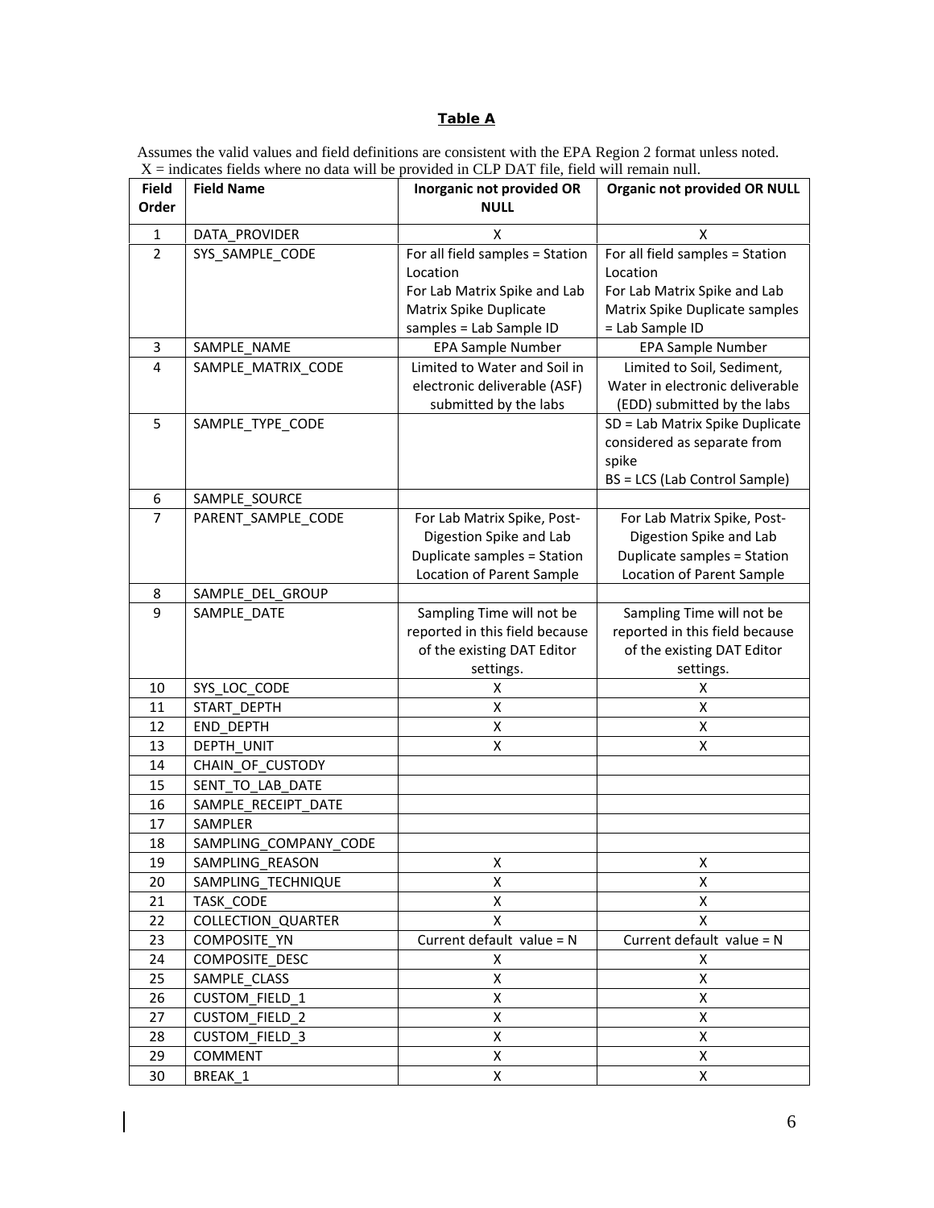**Table A**

Assumes the valid values and field definitions are consistent with the EPA Region 2 format unless noted.
X = indicates fields where no data will be provided in CLP DAT file, field will remain null.

| Field Order | Field Name | Inorganic not provided OR NULL | Organic not provided OR NULL |
|---|---|---|---|
| 1 | DATA_PROVIDER | X | X |
| 2 | SYS_SAMPLE_CODE | For all field samples = Station Location<br>For Lab Matrix Spike and Lab Matrix Spike Duplicate samples = Lab Sample ID | For all field samples = Station Location<br>For Lab Matrix Spike and Lab Matrix Spike Duplicate samples = Lab Sample ID |
| 3 | SAMPLE_NAME | EPA Sample Number | EPA Sample Number |
| 4 | SAMPLE_MATRIX_CODE | Limited to Water and Soil in electronic deliverable (ASF) submitted by the labs | Limited to Soil, Sediment, Water in electronic deliverable (EDD) submitted by the labs |
| 5 | SAMPLE_TYPE_CODE | | SD = Lab Matrix Spike Duplicate considered as separate from spike<br>BS = LCS (Lab Control Sample) |
| 6 | SAMPLE_SOURCE | | |
| 7 | PARENT_SAMPLE_CODE | For Lab Matrix Spike, Post-Digestion Spike and Lab Duplicate samples = Station Location of Parent Sample | For Lab Matrix Spike, Post-Digestion Spike and Lab Duplicate samples = Station Location of Parent Sample |
| 8 | SAMPLE_DEL_GROUP | | |
| 9 | SAMPLE_DATE | Sampling Time will not be reported in this field because of the existing DAT Editor settings. | Sampling Time will not be reported in this field because of the existing DAT Editor settings. |
| 10 | SYS_LOC_CODE | X | X |
| 11 | START_DEPTH | X | X |
| 12 | END_DEPTH | X | X |
| 13 | DEPTH_UNIT | X | X |
| 14 | CHAIN_OF_CUSTODY | | |
| 15 | SENT_TO_LAB_DATE | | |
| 16 | SAMPLE_RECEIPT_DATE | | |
| 17 | SAMPLER | | |
| 18 | SAMPLING_COMPANY_CODE | | |
| 19 | SAMPLING_REASON | X | X |
| 20 | SAMPLING_TECHNIQUE | X | X |
| 21 | TASK_CODE | X | X |
| 22 | COLLECTION_QUARTER | X | X |
| 23 | COMPOSITE_YN | Current default value = N | Current default value = N |
| 24 | COMPOSITE_DESC | X | X |
| 25 | SAMPLE_CLASS | X | X |
| 26 | CUSTOM_FIELD_1 | X | X |
| 27 | CUSTOM_FIELD_2 | X | X |
| 28 | CUSTOM_FIELD_3 | X | X |
| 29 | COMMENT | X | X |
| 30 | BREAK_1 | X | X |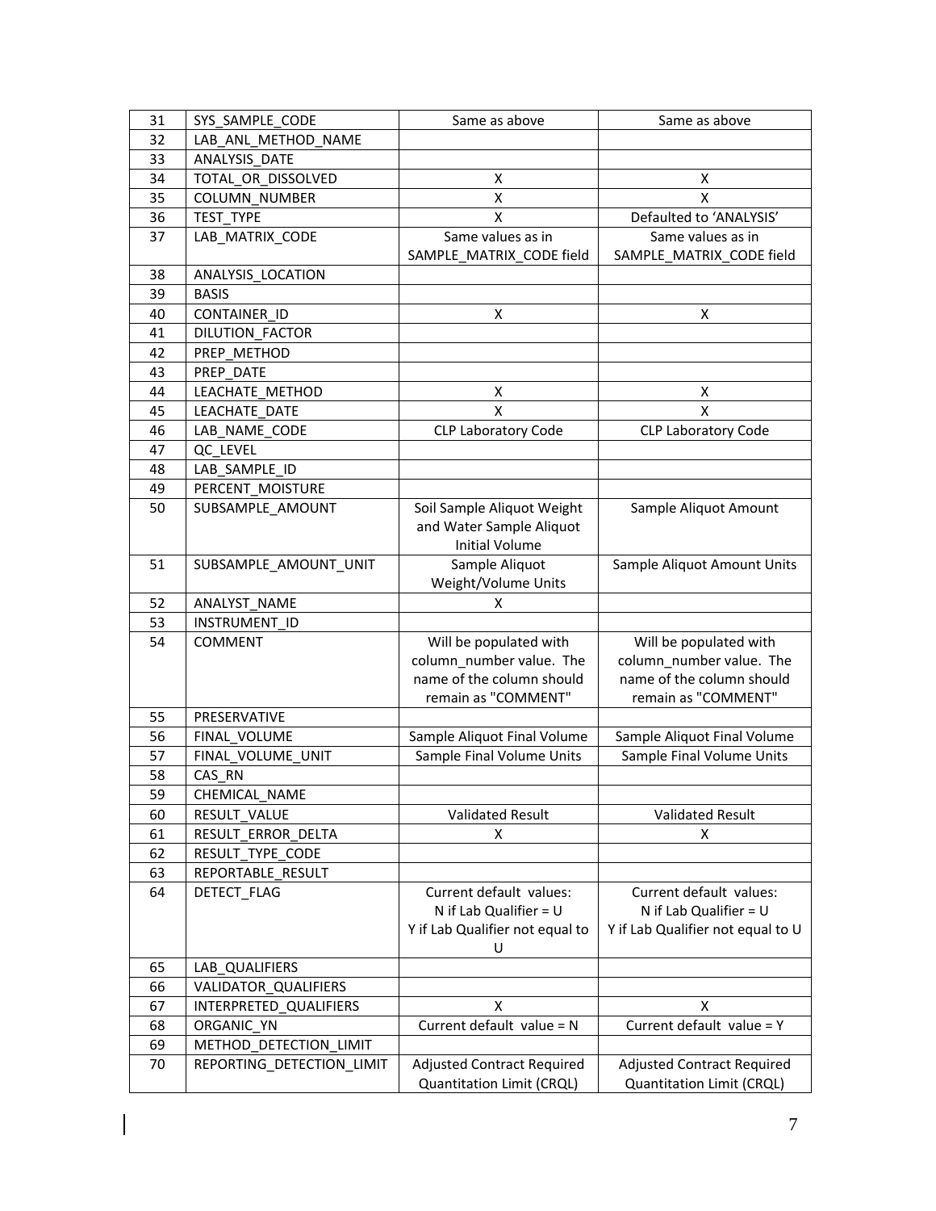| 31 | SYS_SAMPLE_CODE | Same as above | Same as above |
|---|---|---|---|
| 32 | LAB_ANL_METHOD_NAME | | |
| 33 | ANALYSIS_DATE | | |
| 34 | TOTAL_OR_DISSOLVED | X | X |
| 35 | COLUMN_NUMBER | X | X |
| 36 | TEST_TYPE | X | Defaulted to 'ANALYSIS' |
| 37 | LAB_MATRIX_CODE | Same values as in SAMPLE_MATRIX_CODE field | Same values as in SAMPLE_MATRIX_CODE field |
| 38 | ANALYSIS_LOCATION | | |
| 39 | BASIS | | |
| 40 | CONTAINER_ID | X | X |
| 41 | DILUTION_FACTOR | | |
| 42 | PREP_METHOD | | |
| 43 | PREP_DATE | | |
| 44 | LEACHATE_METHOD | X | X |
| 45 | LEACHATE_DATE | X | X |
| 46 | LAB_NAME_CODE | CLP Laboratory Code | CLP Laboratory Code |
| 47 | QC_LEVEL | | |
| 48 | LAB_SAMPLE_ID | | |
| 49 | PERCENT_MOISTURE | | |
| 50 | SUBSAMPLE_AMOUNT | Soil Sample Aliquot Weight and Water Sample Aliquot Initial Volume | Sample Aliquot Amount |
| 51 | SUBSAMPLE_AMOUNT_UNIT | Sample Aliquot Weight/Volume Units | Sample Aliquot Amount Units |
| 52 | ANALYST_NAME | X | |
| 53 | INSTRUMENT_ID | | |
| 54 | COMMENT | Will be populated with column_number value. The name of the column should remain as "COMMENT" | Will be populated with column_number value. The name of the column should remain as "COMMENT" |
| 55 | PRESERVATIVE | | |
| 56 | FINAL_VOLUME | Sample Aliquot Final Volume | Sample Aliquot Final Volume |
| 57 | FINAL_VOLUME_UNIT | Sample Final Volume Units | Sample Final Volume Units |
| 58 | CAS_RN | | |
| 59 | CHEMICAL_NAME | | |
| 60 | RESULT_VALUE | Validated Result | Validated Result |
| 61 | RESULT_ERROR_DELTA | X | X |
| 62 | RESULT_TYPE_CODE | | |
| 63 | REPORTABLE_RESULT | | |
| 64 | DETECT_FLAG | Current default values: N if Lab Qualifier = U Y if Lab Qualifier not equal to U | Current default values: N if Lab Qualifier = U Y if Lab Qualifier not equal to U |
| 65 | LAB_QUALIFIERS | | |
| 66 | VALIDATOR_QUALIFIERS | | |
| 67 | INTERPRETED_QUALIFIERS | X | X |
| 68 | ORGANIC_YN | Current default value = N | Current default value = Y |
| 69 | METHOD_DETECTION_LIMIT | | |
| 70 | REPORTING_DETECTION_LIMIT | Adjusted Contract Required Quantitation Limit (CRQL) | Adjusted Contract Required Quantitation Limit (CRQL) |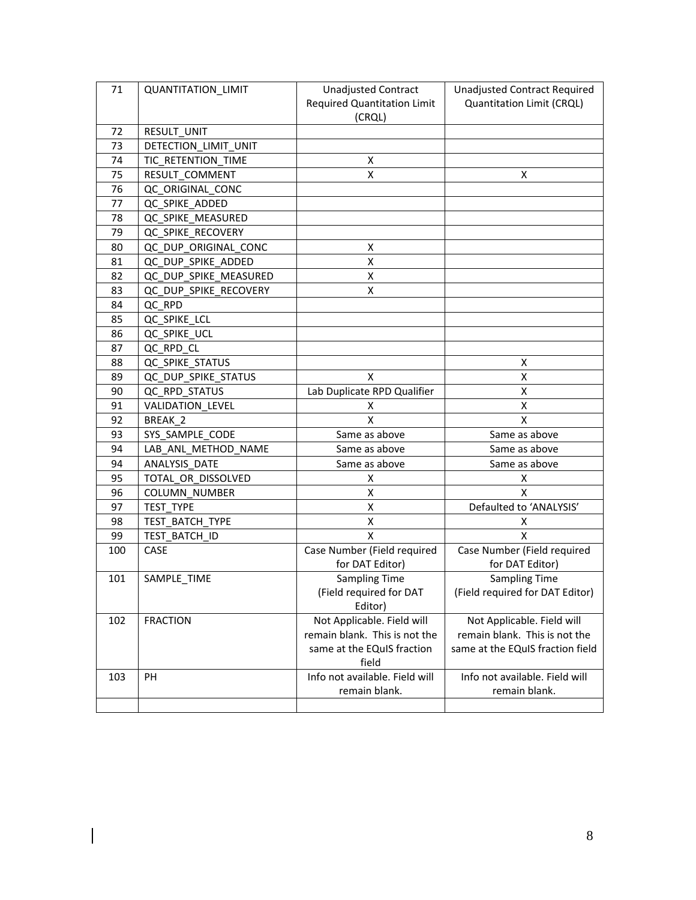| | | | |
|---|---|---|---|
| 71 | QUANTITATION_LIMIT | Unadjusted Contract Required Quantitation Limit (CRQL) | Unadjusted Contract Required Quantitation Limit (CRQL) |
| 72 | RESULT_UNIT | | |
| 73 | DETECTION_LIMIT_UNIT | | |
| 74 | TIC_RETENTION_TIME | X | |
| 75 | RESULT_COMMENT | X | X |
| 76 | QC_ORIGINAL_CONC | | |
| 77 | QC_SPIKE_ADDED | | |
| 78 | QC_SPIKE_MEASURED | | |
| 79 | QC_SPIKE_RECOVERY | | |
| 80 | QC_DUP_ORIGINAL_CONC | X | |
| 81 | QC_DUP_SPIKE_ADDED | X | |
| 82 | QC_DUP_SPIKE_MEASURED | X | |
| 83 | QC_DUP_SPIKE_RECOVERY | X | |
| 84 | QC_RPD | | |
| 85 | QC_SPIKE_LCL | | |
| 86 | QC_SPIKE_UCL | | |
| 87 | QC_RPD_CL | | |
| 88 | QC_SPIKE_STATUS | | X |
| 89 | QC_DUP_SPIKE_STATUS | X | X |
| 90 | QC_RPD_STATUS | Lab Duplicate RPD Qualifier | X |
| 91 | VALIDATION_LEVEL | X | X |
| 92 | BREAK_2 | X | X |
| 93 | SYS_SAMPLE_CODE | Same as above | Same as above |
| 94 | LAB_ANL_METHOD_NAME | Same as above | Same as above |
| 94 | ANALYSIS_DATE | Same as above | Same as above |
| 95 | TOTAL_OR_DISSOLVED | X | X |
| 96 | COLUMN_NUMBER | X | X |
| 97 | TEST_TYPE | X | Defaulted to 'ANALYSIS' |
| 98 | TEST_BATCH_TYPE | X | X |
| 99 | TEST_BATCH_ID | X | X |
| 100 | CASE | Case Number (Field required for DAT Editor) | Case Number (Field required for DAT Editor) |
| 101 | SAMPLE_TIME | Sampling Time (Field required for DAT Editor) | Sampling Time (Field required for DAT Editor) |
| 102 | FRACTION | Not Applicable. Field will remain blank. This is not the same at the EQuIS fraction field | Not Applicable. Field will remain blank. This is not the same at the EQuIS fraction field |
| 103 | PH | Info not available. Field will remain blank. | Info not available. Field will remain blank. |
| | | | |